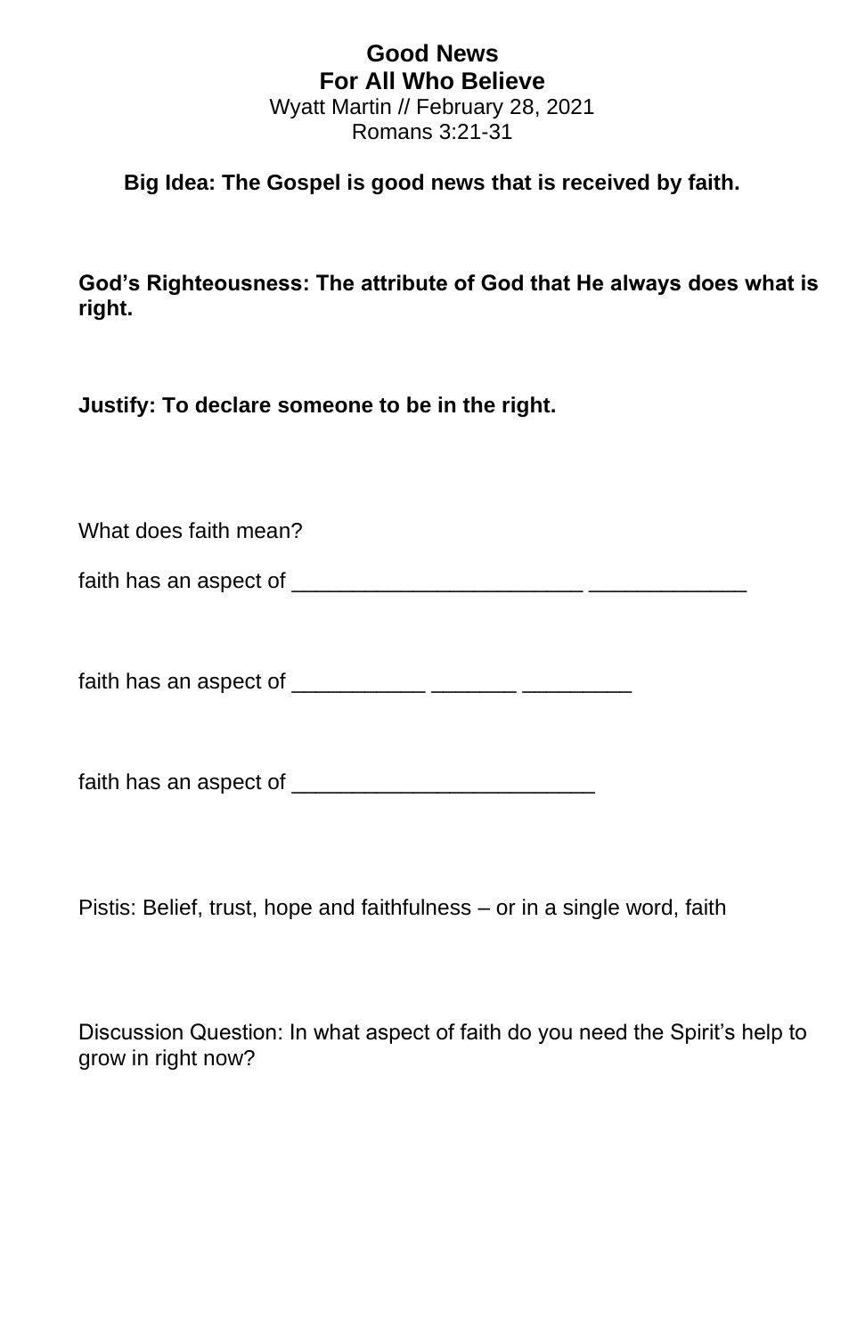# Good News
# For All Who Believe

Wyatt Martin // February 28, 2021

Romans 3:21-31

**Big Idea: The Gospel is good news that is received by faith.**

**God's Righteousness: The attribute of God that He always does what is right.**

**Justify: To declare someone to be in the right.**

What does faith mean?

faith has an aspect of ________________________ _____________

faith has an aspect of ___________ _______ _________

faith has an aspect of _________________________

Pistis: Belief, trust, hope and faithfulness – or in a single word, faith

Discussion Question: In what aspect of faith do you need the Spirit's help to grow in right now?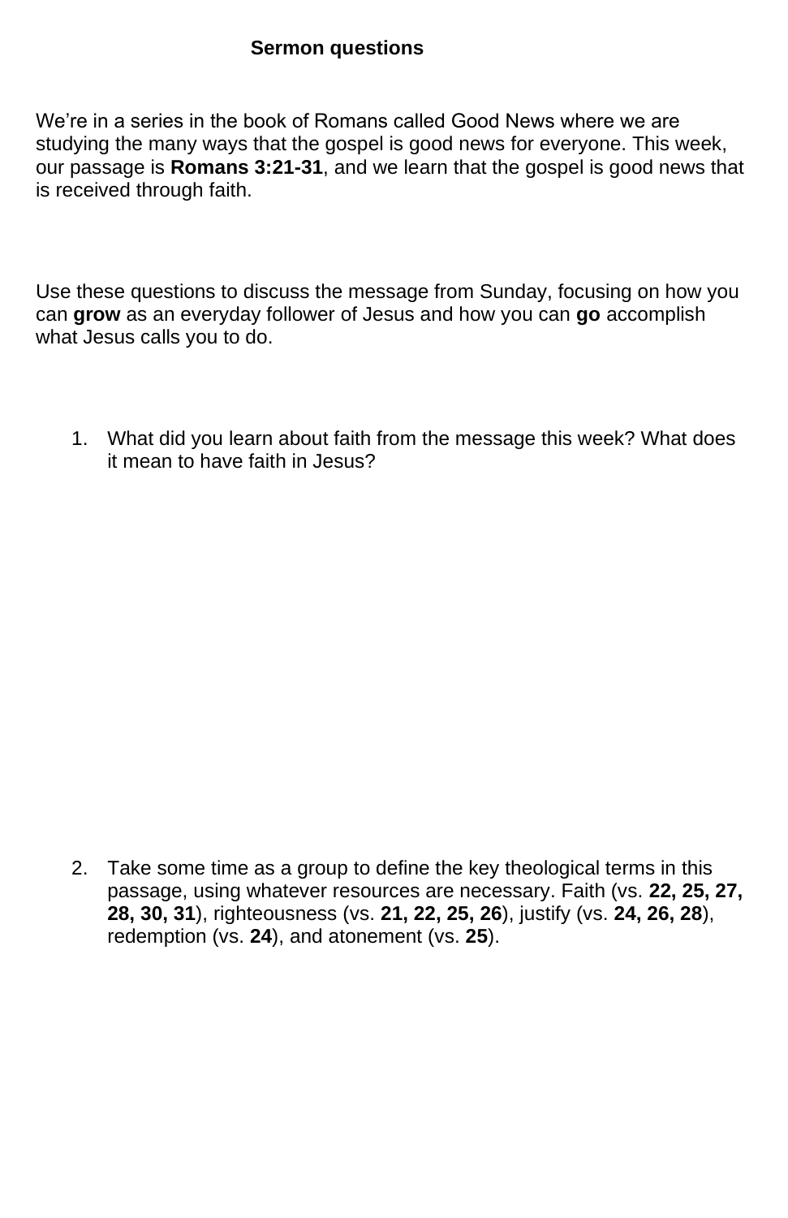**Sermon questions**

We're in a series in the book of Romans called Good News where we are studying the many ways that the gospel is good news for everyone. This week, our passage is **Romans 3:21-31**, and we learn that the gospel is good news that is received through faith.

Use these questions to discuss the message from Sunday, focusing on how you can **grow** as an everyday follower of Jesus and how you can **go** accomplish what Jesus calls you to do.

1. What did you learn about faith from the message this week? What does it mean to have faith in Jesus?

2. Take some time as a group to define the key theological terms in this passage, using whatever resources are necessary. Faith (vs. **22, 25, 27, 28, 30, 31**), righteousness (vs. **21, 22, 25, 26**), justify (vs. **24, 26, 28**), redemption (vs. **24**), and atonement (vs. **25**).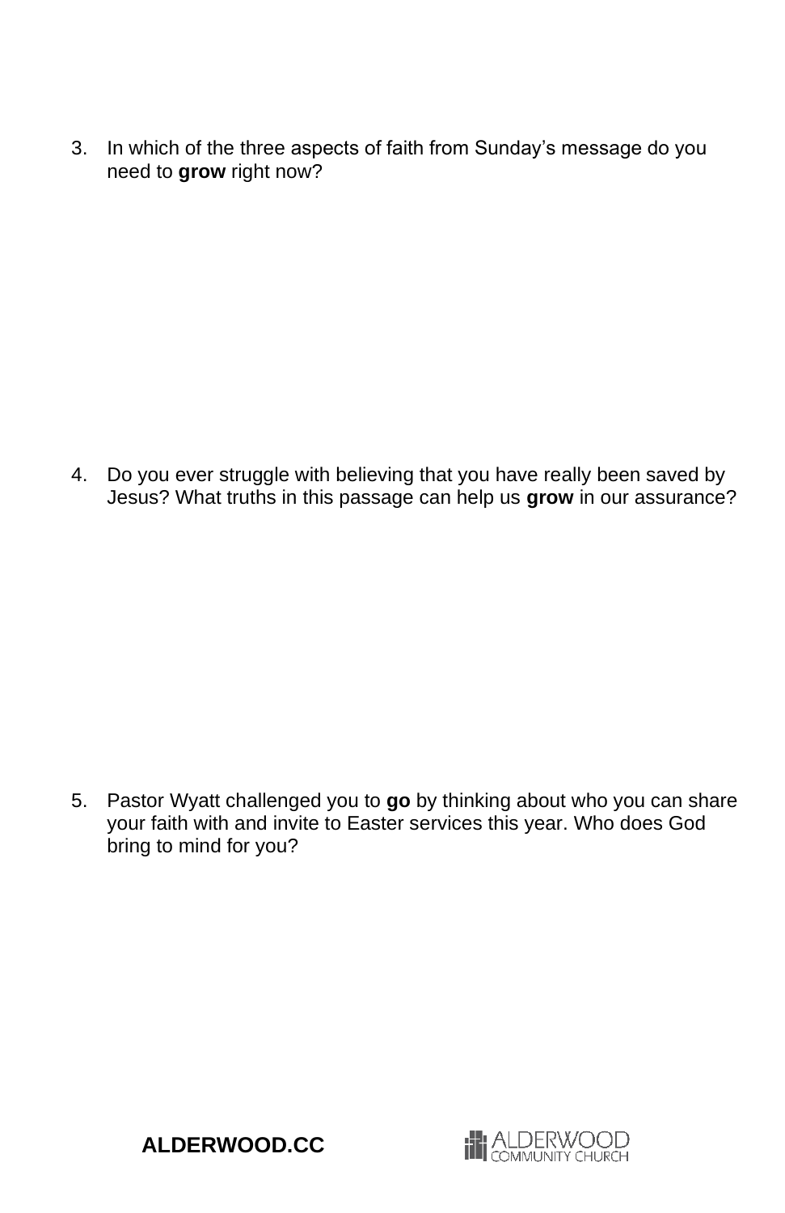3. In which of the three aspects of faith from Sunday's message do you need to **grow** right now?

4. Do you ever struggle with believing that you have really been saved by Jesus? What truths in this passage can help us **grow** in our assurance?

5. Pastor Wyatt challenged you to **go** by thinking about who you can share your faith with and invite to Easter services this year. Who does God bring to mind for you?

**ALDERWOOD.CC**

ALDERWOOD COMMUNITY CHURCH